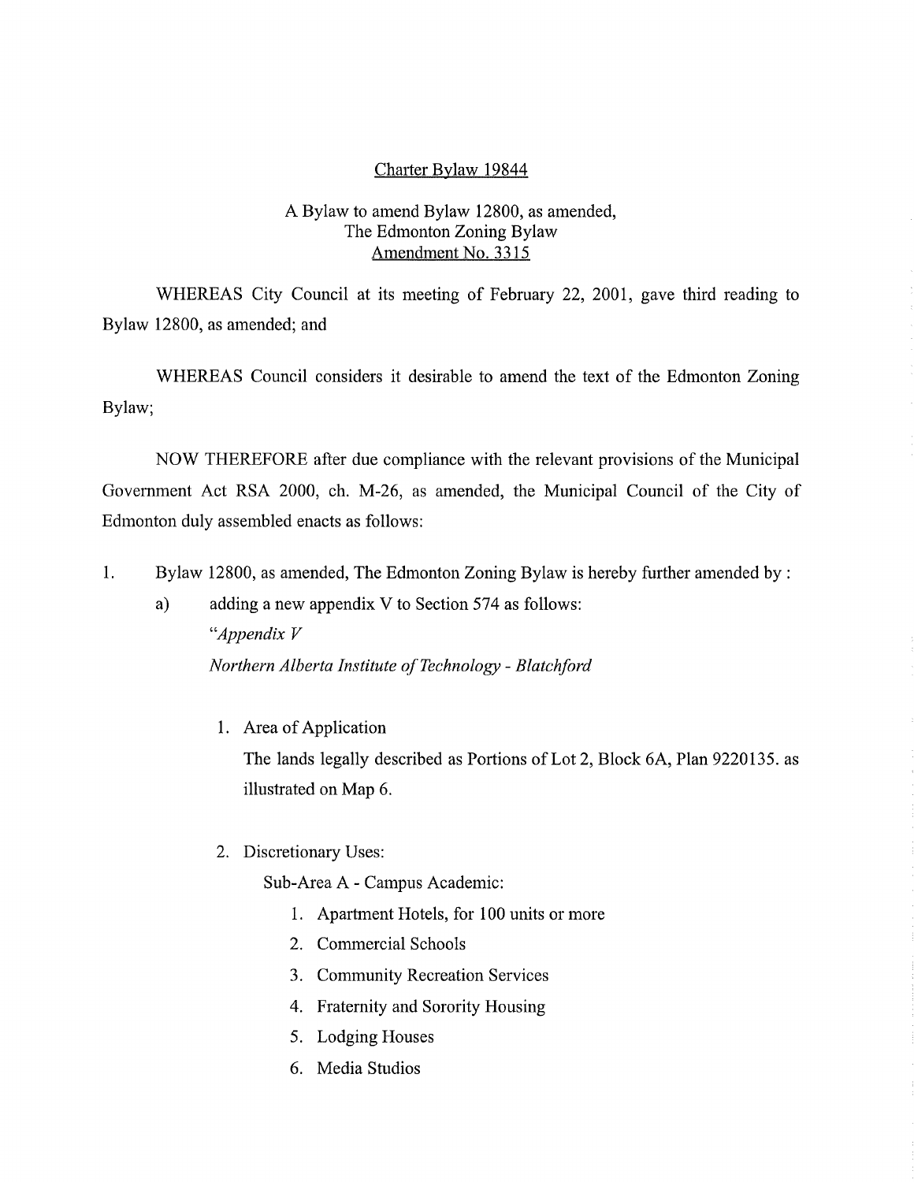<u>Charter Bylaw 19844</u>

A Bylaw to amend Bylaw 12800, as amended,
The Edmonton Zoning Bylaw
<u>Amendment No. 3315</u>

WHEREAS City Council at its meeting of February 22, 2001, gave third reading to Bylaw 12800, as amended; and

WHEREAS Council considers it desirable to amend the text of the Edmonton Zoning Bylaw;

NOW THEREFORE after due compliance with the relevant provisions of the Municipal Government Act RSA 2000, ch. M-26, as amended, the Municipal Council of the City of Edmonton duly assembled enacts as follows:

1. Bylaw 12800, as amended, The Edmonton Zoning Bylaw is hereby further amended by :

   a) adding a new appendix V to Section 574 as follows:

      *"Appendix V*

      *Northern Alberta Institute of Technology - Blatchford*

      1. Area of Application

         The lands legally described as Portions of Lot 2, Block 6A, Plan 9220135. as illustrated on Map 6.

      2. Discretionary Uses:

         Sub-Area A - Campus Academic:

         1. Apartment Hotels, for 100 units or more
         2. Commercial Schools
         3. Community Recreation Services
         4. Fraternity and Sorority Housing
         5. Lodging Houses
         6. Media Studios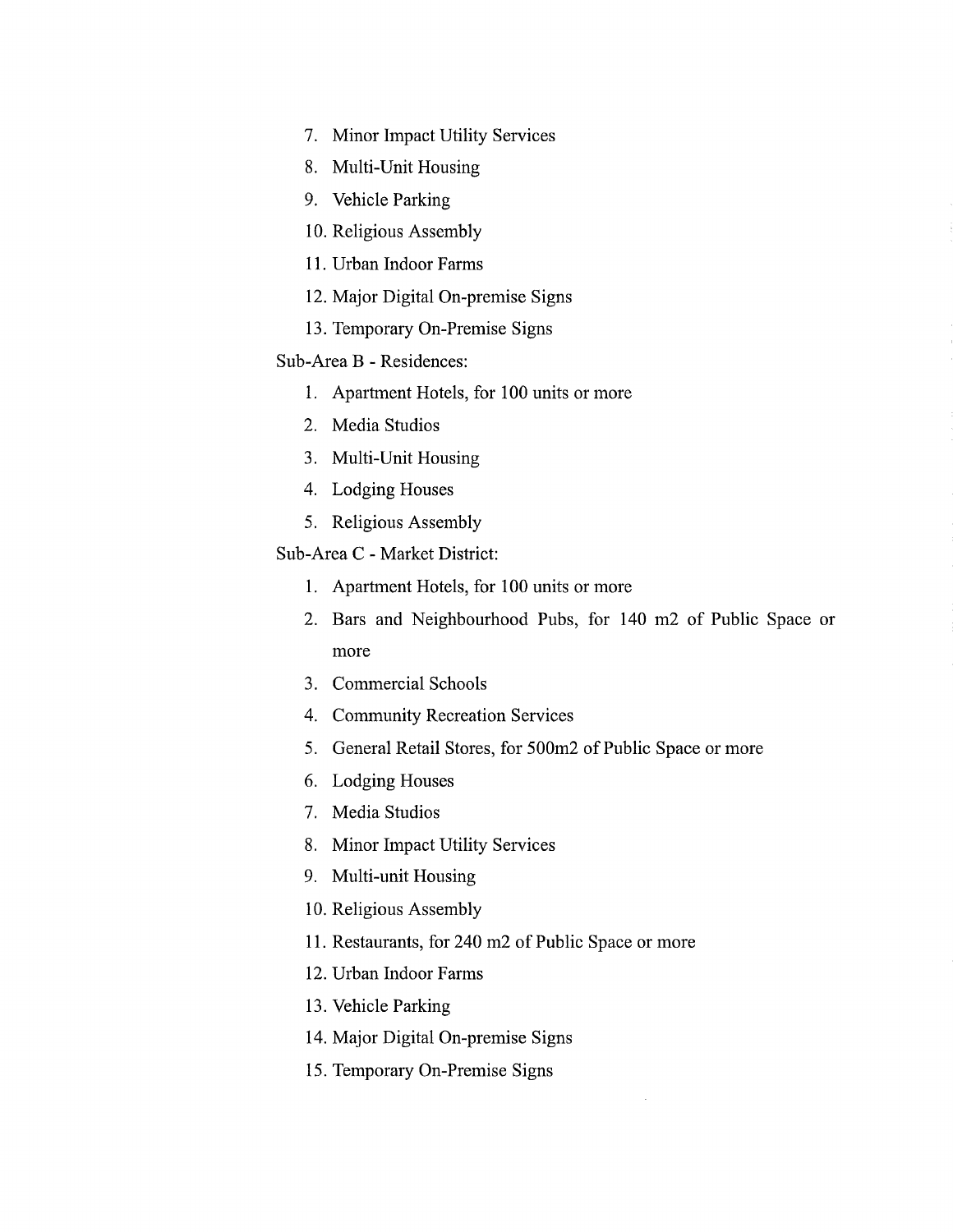7. Minor Impact Utility Services
8. Multi-Unit Housing
9. Vehicle Parking
10. Religious Assembly
11. Urban Indoor Farms
12. Major Digital On-premise Signs
13. Temporary On-Premise Signs

Sub-Area B - Residences:

1. Apartment Hotels, for 100 units or more
2. Media Studios
3. Multi-Unit Housing
4. Lodging Houses
5. Religious Assembly

Sub-Area C - Market District:

1. Apartment Hotels, for 100 units or more
2. Bars and Neighbourhood Pubs, for 140 m2 of Public Space or more
3. Commercial Schools
4. Community Recreation Services
5. General Retail Stores, for 500m2 of Public Space or more
6. Lodging Houses
7. Media Studios
8. Minor Impact Utility Services
9. Multi-unit Housing
10. Religious Assembly
11. Restaurants, for 240 m2 of Public Space or more
12. Urban Indoor Farms
13. Vehicle Parking
14. Major Digital On-premise Signs
15. Temporary On-Premise Signs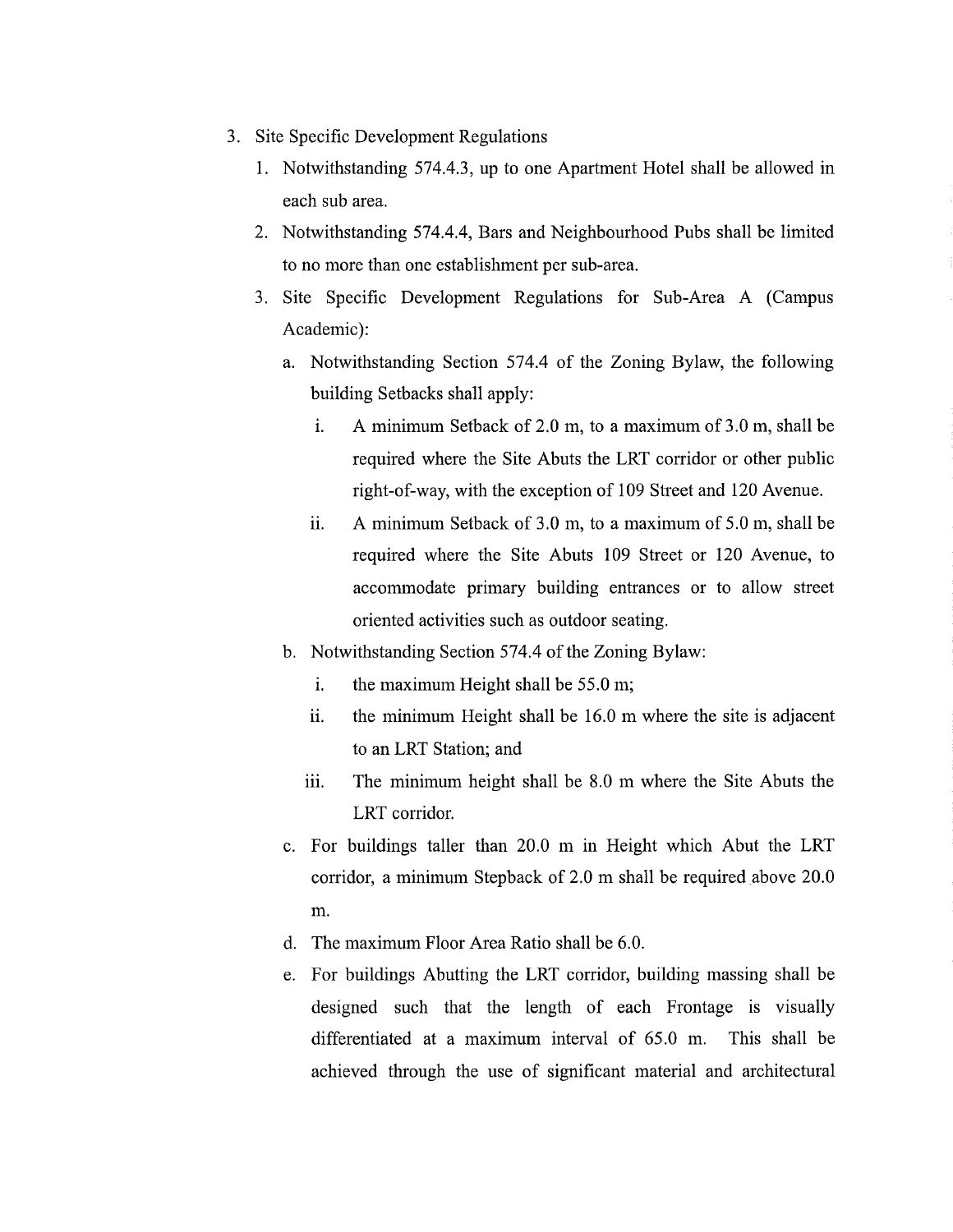3. Site Specific Development Regulations
   1. Notwithstanding 574.4.3, up to one Apartment Hotel shall be allowed in each sub area.
   2. Notwithstanding 574.4.4, Bars and Neighbourhood Pubs shall be limited to no more than one establishment per sub-area.
   3. Site Specific Development Regulations for Sub-Area A (Campus Academic):
      a. Notwithstanding Section 574.4 of the Zoning Bylaw, the following building Setbacks shall apply:
         i. A minimum Setback of 2.0 m, to a maximum of 3.0 m, shall be required where the Site Abuts the LRT corridor or other public right-of-way, with the exception of 109 Street and 120 Avenue.
         ii. A minimum Setback of 3.0 m, to a maximum of 5.0 m, shall be required where the Site Abuts 109 Street or 120 Avenue, to accommodate primary building entrances or to allow street oriented activities such as outdoor seating.
      b. Notwithstanding Section 574.4 of the Zoning Bylaw:
         i. the maximum Height shall be 55.0 m;
         ii. the minimum Height shall be 16.0 m where the site is adjacent to an LRT Station; and
         iii. The minimum height shall be 8.0 m where the Site Abuts the LRT corridor.
      c. For buildings taller than 20.0 m in Height which Abut the LRT corridor, a minimum Stepback of 2.0 m shall be required above 20.0 m.
      d. The maximum Floor Area Ratio shall be 6.0.
      e. For buildings Abutting the LRT corridor, building massing shall be designed such that the length of each Frontage is visually differentiated at a maximum interval of 65.0 m. This shall be achieved through the use of significant material and architectural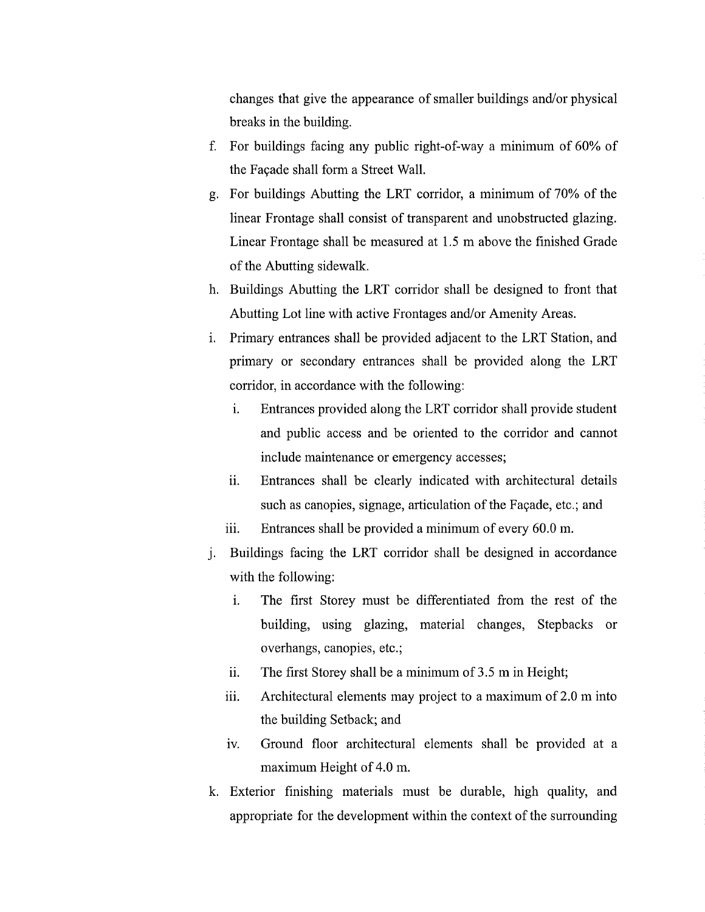changes that give the appearance of smaller buildings and/or physical breaks in the building.

f. For buildings facing any public right-of-way a minimum of 60% of the Façade shall form a Street Wall.

g. For buildings Abutting the LRT corridor, a minimum of 70% of the linear Frontage shall consist of transparent and unobstructed glazing. Linear Frontage shall be measured at 1.5 m above the finished Grade of the Abutting sidewalk.

h. Buildings Abutting the LRT corridor shall be designed to front that Abutting Lot line with active Frontages and/or Amenity Areas.

i. Primary entrances shall be provided adjacent to the LRT Station, and primary or secondary entrances shall be provided along the LRT corridor, in accordance with the following:

   i. Entrances provided along the LRT corridor shall provide student and public access and be oriented to the corridor and cannot include maintenance or emergency accesses;

   ii. Entrances shall be clearly indicated with architectural details such as canopies, signage, articulation of the Façade, etc.; and

   iii. Entrances shall be provided a minimum of every 60.0 m.

j. Buildings facing the LRT corridor shall be designed in accordance with the following:

   i. The first Storey must be differentiated from the rest of the building, using glazing, material changes, Stepbacks or overhangs, canopies, etc.;

   ii. The first Storey shall be a minimum of 3.5 m in Height;

   iii. Architectural elements may project to a maximum of 2.0 m into the building Setback; and

   iv. Ground floor architectural elements shall be provided at a maximum Height of 4.0 m.

k. Exterior finishing materials must be durable, high quality, and appropriate for the development within the context of the surrounding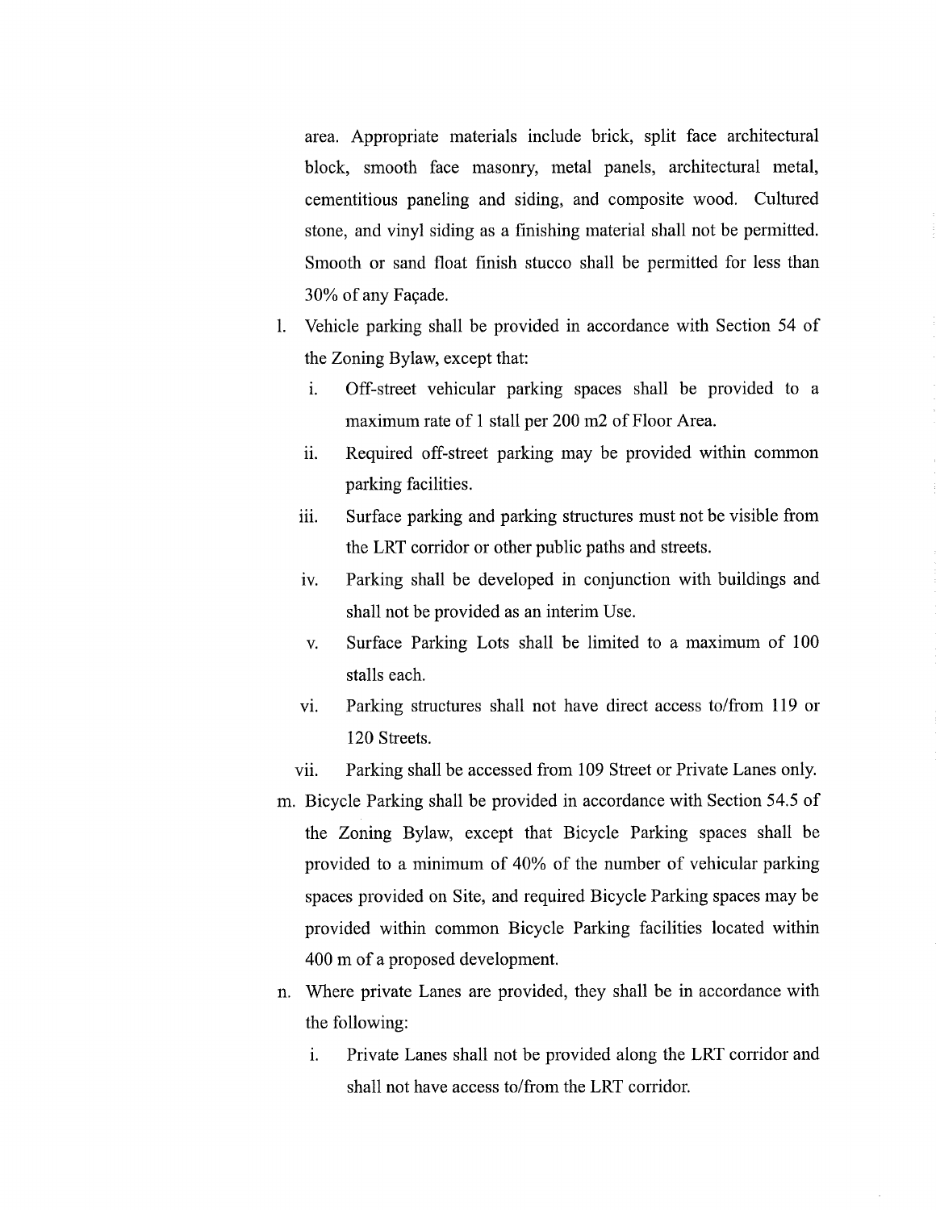area. Appropriate materials include brick, split face architectural block, smooth face masonry, metal panels, architectural metal, cementitious paneling and siding, and composite wood. Cultured stone, and vinyl siding as a finishing material shall not be permitted. Smooth or sand float finish stucco shall be permitted for less than 30% of any Façade.

l. Vehicle parking shall be provided in accordance with Section 54 of the Zoning Bylaw, except that:

   i. Off-street vehicular parking spaces shall be provided to a maximum rate of 1 stall per 200 m2 of Floor Area.

   ii. Required off-street parking may be provided within common parking facilities.

   iii. Surface parking and parking structures must not be visible from the LRT corridor or other public paths and streets.

   iv. Parking shall be developed in conjunction with buildings and shall not be provided as an interim Use.

   v. Surface Parking Lots shall be limited to a maximum of 100 stalls each.

   vi. Parking structures shall not have direct access to/from 119 or 120 Streets.

   vii. Parking shall be accessed from 109 Street or Private Lanes only.

m. Bicycle Parking shall be provided in accordance with Section 54.5 of the Zoning Bylaw, except that Bicycle Parking spaces shall be provided to a minimum of 40% of the number of vehicular parking spaces provided on Site, and required Bicycle Parking spaces may be provided within common Bicycle Parking facilities located within 400 m of a proposed development.

n. Where private Lanes are provided, they shall be in accordance with the following:

   i. Private Lanes shall not be provided along the LRT corridor and shall not have access to/from the LRT corridor.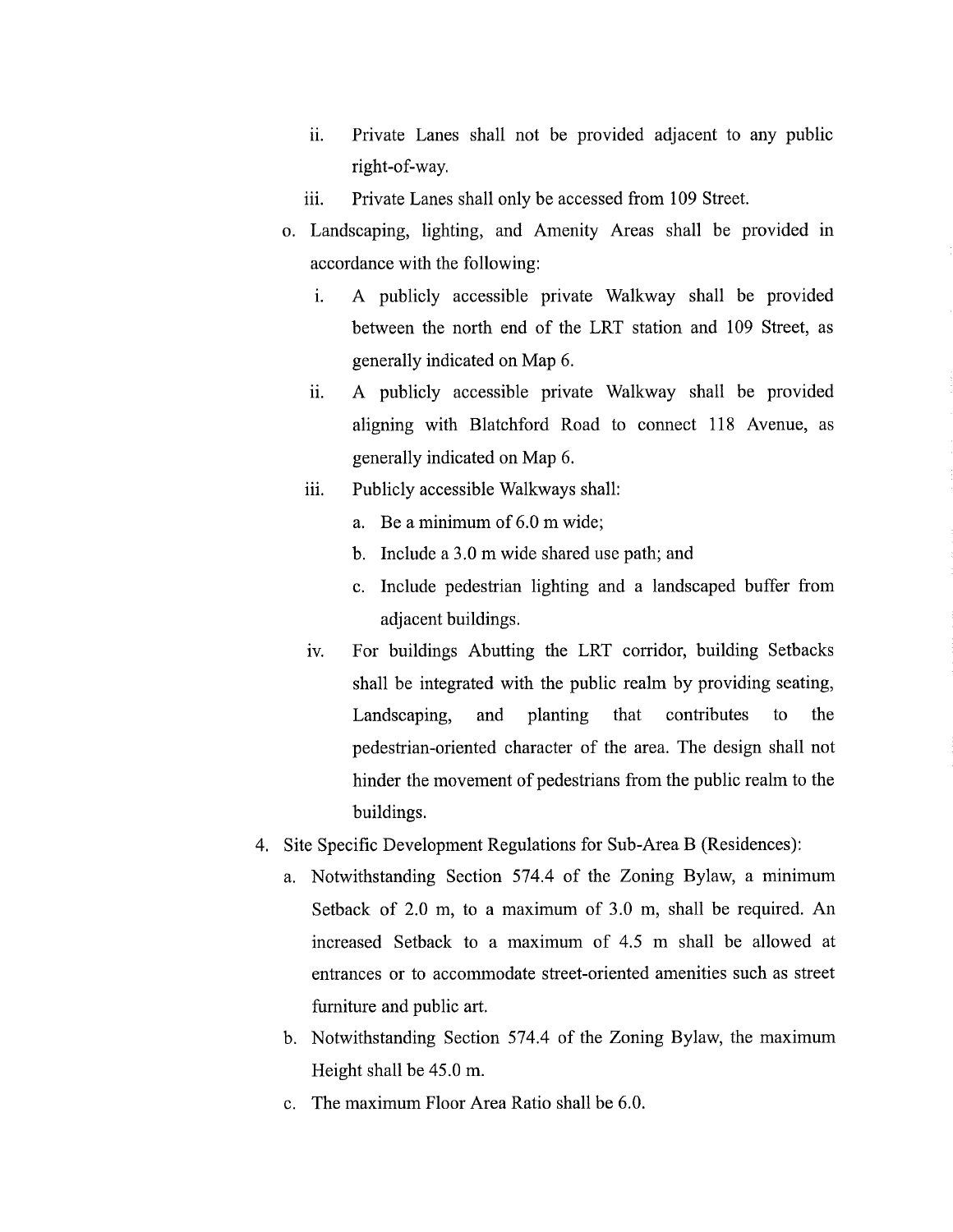ii. Private Lanes shall not be provided adjacent to any public right-of-way.

iii. Private Lanes shall only be accessed from 109 Street.

o. Landscaping, lighting, and Amenity Areas shall be provided in accordance with the following:

   i. A publicly accessible private Walkway shall be provided between the north end of the LRT station and 109 Street, as generally indicated on Map 6.

   ii. A publicly accessible private Walkway shall be provided aligning with Blatchford Road to connect 118 Avenue, as generally indicated on Map 6.

   iii. Publicly accessible Walkways shall:

      a. Be a minimum of 6.0 m wide;

      b. Include a 3.0 m wide shared use path; and

      c. Include pedestrian lighting and a landscaped buffer from adjacent buildings.

   iv. For buildings Abutting the LRT corridor, building Setbacks shall be integrated with the public realm by providing seating, Landscaping, and planting that contributes to the pedestrian-oriented character of the area. The design shall not hinder the movement of pedestrians from the public realm to the buildings.

4. Site Specific Development Regulations for Sub-Area B (Residences):

   a. Notwithstanding Section 574.4 of the Zoning Bylaw, a minimum Setback of 2.0 m, to a maximum of 3.0 m, shall be required. An increased Setback to a maximum of 4.5 m shall be allowed at entrances or to accommodate street-oriented amenities such as street furniture and public art.

   b. Notwithstanding Section 574.4 of the Zoning Bylaw, the maximum Height shall be 45.0 m.

   c. The maximum Floor Area Ratio shall be 6.0.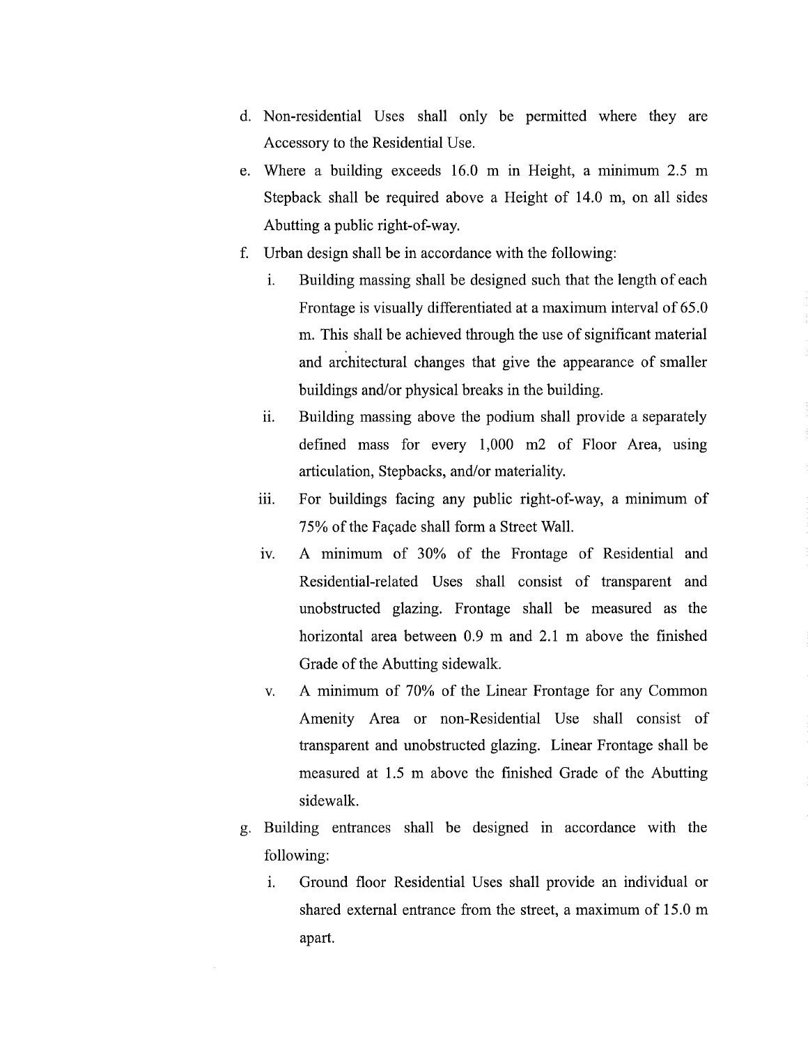d. Non-residential Uses shall only be permitted where they are Accessory to the Residential Use.

e. Where a building exceeds 16.0 m in Height, a minimum 2.5 m Stepback shall be required above a Height of 14.0 m, on all sides Abutting a public right-of-way.

f. Urban design shall be in accordance with the following:

   i. Building massing shall be designed such that the length of each Frontage is visually differentiated at a maximum interval of 65.0 m. This shall be achieved through the use of significant material and architectural changes that give the appearance of smaller buildings and/or physical breaks in the building.

   ii. Building massing above the podium shall provide a separately defined mass for every 1,000 m2 of Floor Area, using articulation, Stepbacks, and/or materiality.

   iii. For buildings facing any public right-of-way, a minimum of 75% of the Façade shall form a Street Wall.

   iv. A minimum of 30% of the Frontage of Residential and Residential-related Uses shall consist of transparent and unobstructed glazing. Frontage shall be measured as the horizontal area between 0.9 m and 2.1 m above the finished Grade of the Abutting sidewalk.

   v. A minimum of 70% of the Linear Frontage for any Common Amenity Area or non-Residential Use shall consist of transparent and unobstructed glazing. Linear Frontage shall be measured at 1.5 m above the finished Grade of the Abutting sidewalk.

g. Building entrances shall be designed in accordance with the following:

   i. Ground floor Residential Uses shall provide an individual or shared external entrance from the street, a maximum of 15.0 m apart.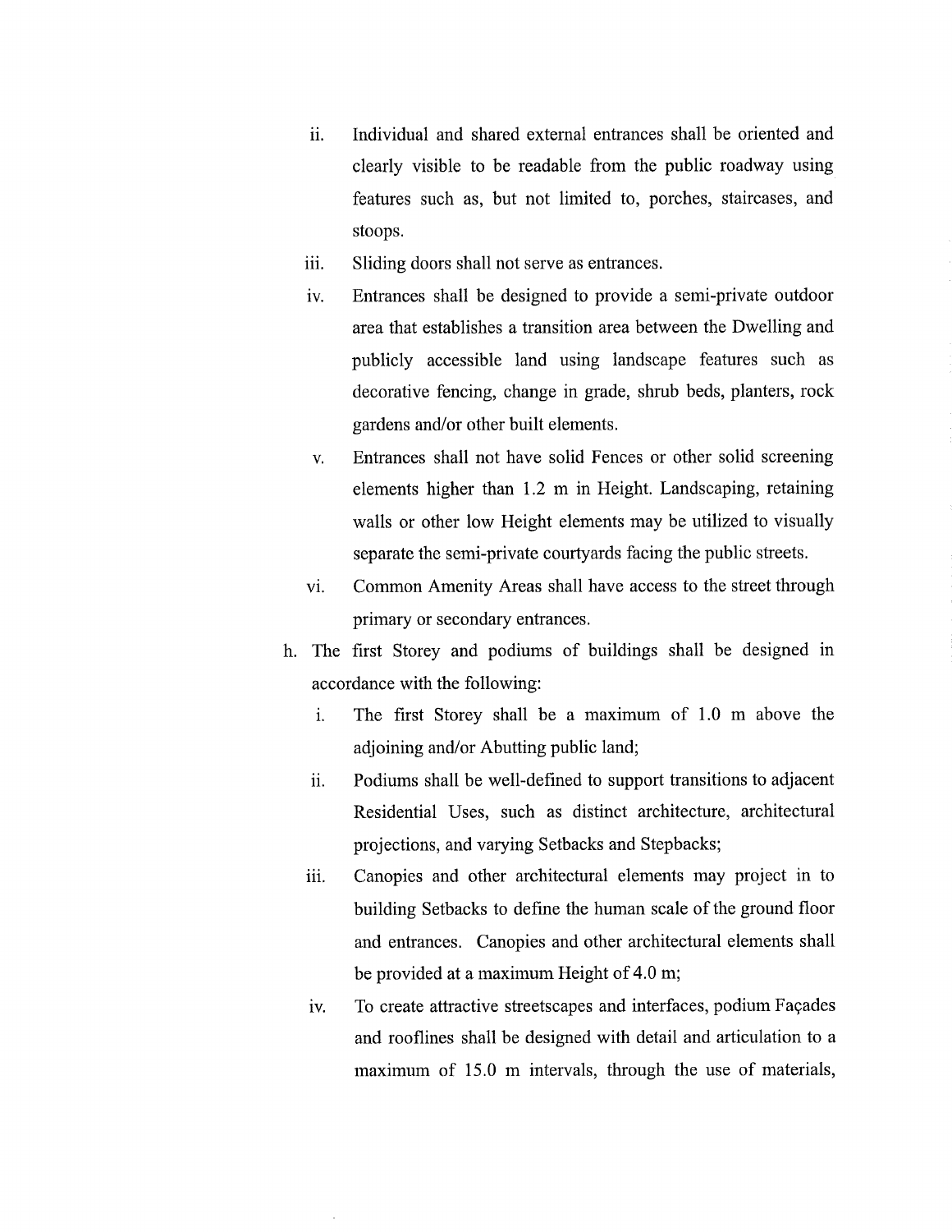ii. Individual and shared external entrances shall be oriented and clearly visible to be readable from the public roadway using features such as, but not limited to, porches, staircases, and stoops.

iii. Sliding doors shall not serve as entrances.

iv. Entrances shall be designed to provide a semi-private outdoor area that establishes a transition area between the Dwelling and publicly accessible land using landscape features such as decorative fencing, change in grade, shrub beds, planters, rock gardens and/or other built elements.

v. Entrances shall not have solid Fences or other solid screening elements higher than 1.2 m in Height. Landscaping, retaining walls or other low Height elements may be utilized to visually separate the semi-private courtyards facing the public streets.

vi. Common Amenity Areas shall have access to the street through primary or secondary entrances.

h. The first Storey and podiums of buildings shall be designed in accordance with the following:

   i. The first Storey shall be a maximum of 1.0 m above the adjoining and/or Abutting public land;

   ii. Podiums shall be well-defined to support transitions to adjacent Residential Uses, such as distinct architecture, architectural projections, and varying Setbacks and Stepbacks;

   iii. Canopies and other architectural elements may project in to building Setbacks to define the human scale of the ground floor and entrances. Canopies and other architectural elements shall be provided at a maximum Height of 4.0 m;

   iv. To create attractive streetscapes and interfaces, podium Façades and rooflines shall be designed with detail and articulation to a maximum of 15.0 m intervals, through the use of materials,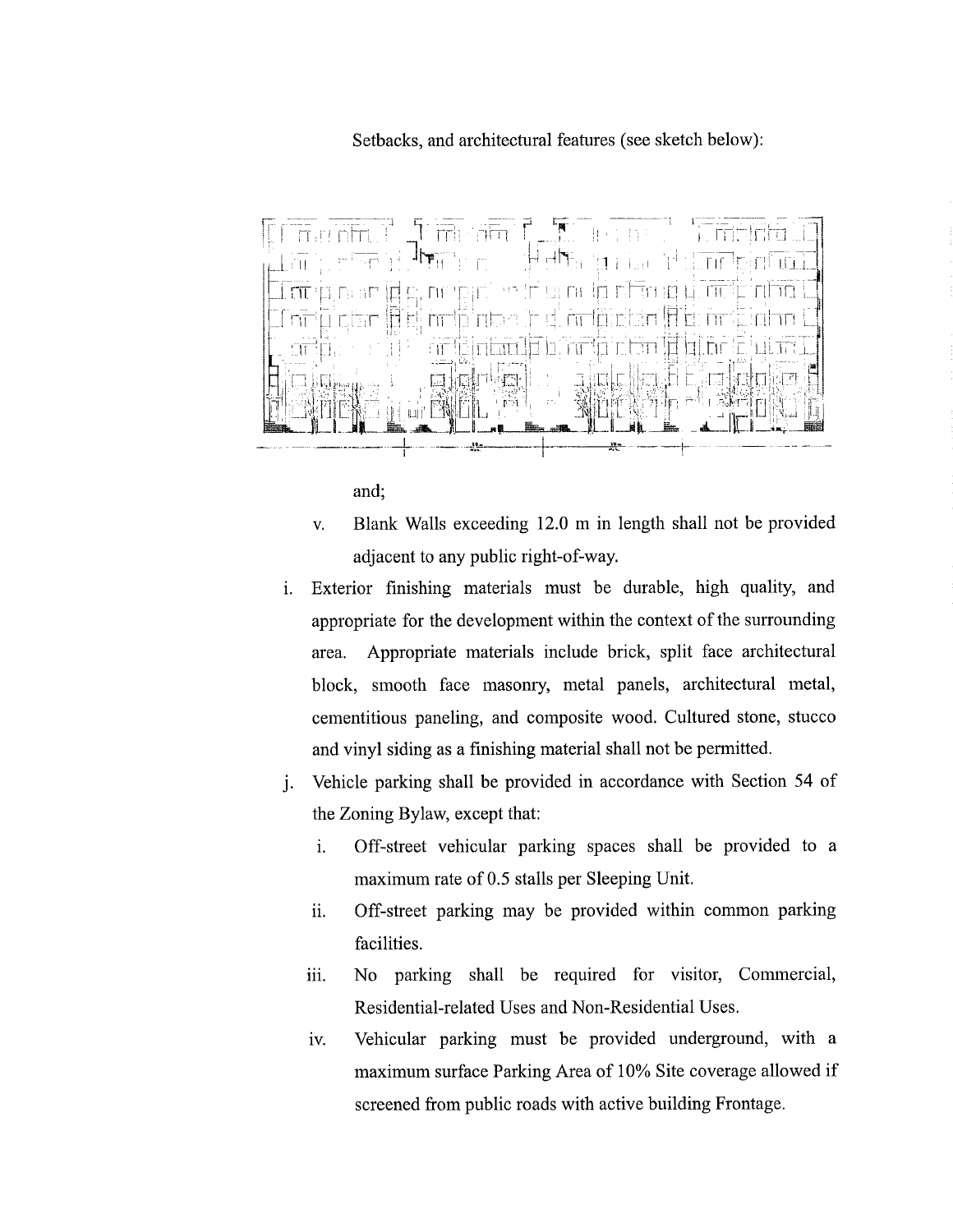Setbacks, and architectural features (see sketch below):

and;

v. Blank Walls exceeding 12.0 m in length shall not be provided adjacent to any public right-of-way.

i. Exterior finishing materials must be durable, high quality, and appropriate for the development within the context of the surrounding area. Appropriate materials include brick, split face architectural block, smooth face masonry, metal panels, architectural metal, cementitious paneling, and composite wood. Cultured stone, stucco and vinyl siding as a finishing material shall not be permitted.

j. Vehicle parking shall be provided in accordance with Section 54 of the Zoning Bylaw, except that:

   i. Off-street vehicular parking spaces shall be provided to a maximum rate of 0.5 stalls per Sleeping Unit.

   ii. Off-street parking may be provided within common parking facilities.

   iii. No parking shall be required for visitor, Commercial, Residential-related Uses and Non-Residential Uses.

   iv. Vehicular parking must be provided underground, with a maximum surface Parking Area of 10% Site coverage allowed if screened from public roads with active building Frontage.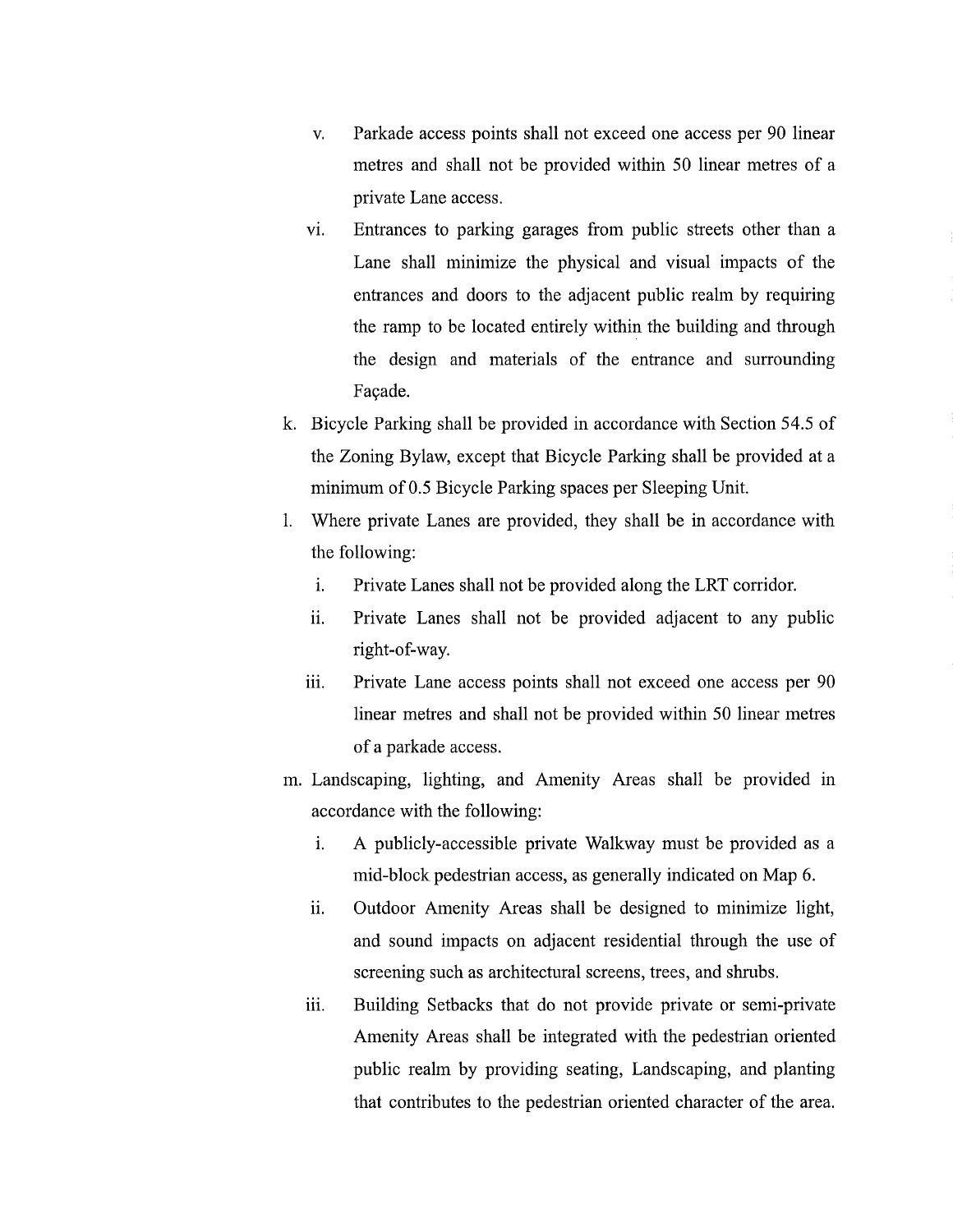v. Parkade access points shall not exceed one access per 90 linear metres and shall not be provided within 50 linear metres of a private Lane access.

vi. Entrances to parking garages from public streets other than a Lane shall minimize the physical and visual impacts of the entrances and doors to the adjacent public realm by requiring the ramp to be located entirely within the building and through the design and materials of the entrance and surrounding Façade.

k. Bicycle Parking shall be provided in accordance with Section 54.5 of the Zoning Bylaw, except that Bicycle Parking shall be provided at a minimum of 0.5 Bicycle Parking spaces per Sleeping Unit.

l. Where private Lanes are provided, they shall be in accordance with the following:

   i. Private Lanes shall not be provided along the LRT corridor.

   ii. Private Lanes shall not be provided adjacent to any public right-of-way.

   iii. Private Lane access points shall not exceed one access per 90 linear metres and shall not be provided within 50 linear metres of a parkade access.

m. Landscaping, lighting, and Amenity Areas shall be provided in accordance with the following:

   i. A publicly-accessible private Walkway must be provided as a mid-block pedestrian access, as generally indicated on Map 6.

   ii. Outdoor Amenity Areas shall be designed to minimize light, and sound impacts on adjacent residential through the use of screening such as architectural screens, trees, and shrubs.

   iii. Building Setbacks that do not provide private or semi-private Amenity Areas shall be integrated with the pedestrian oriented public realm by providing seating, Landscaping, and planting that contributes to the pedestrian oriented character of the area.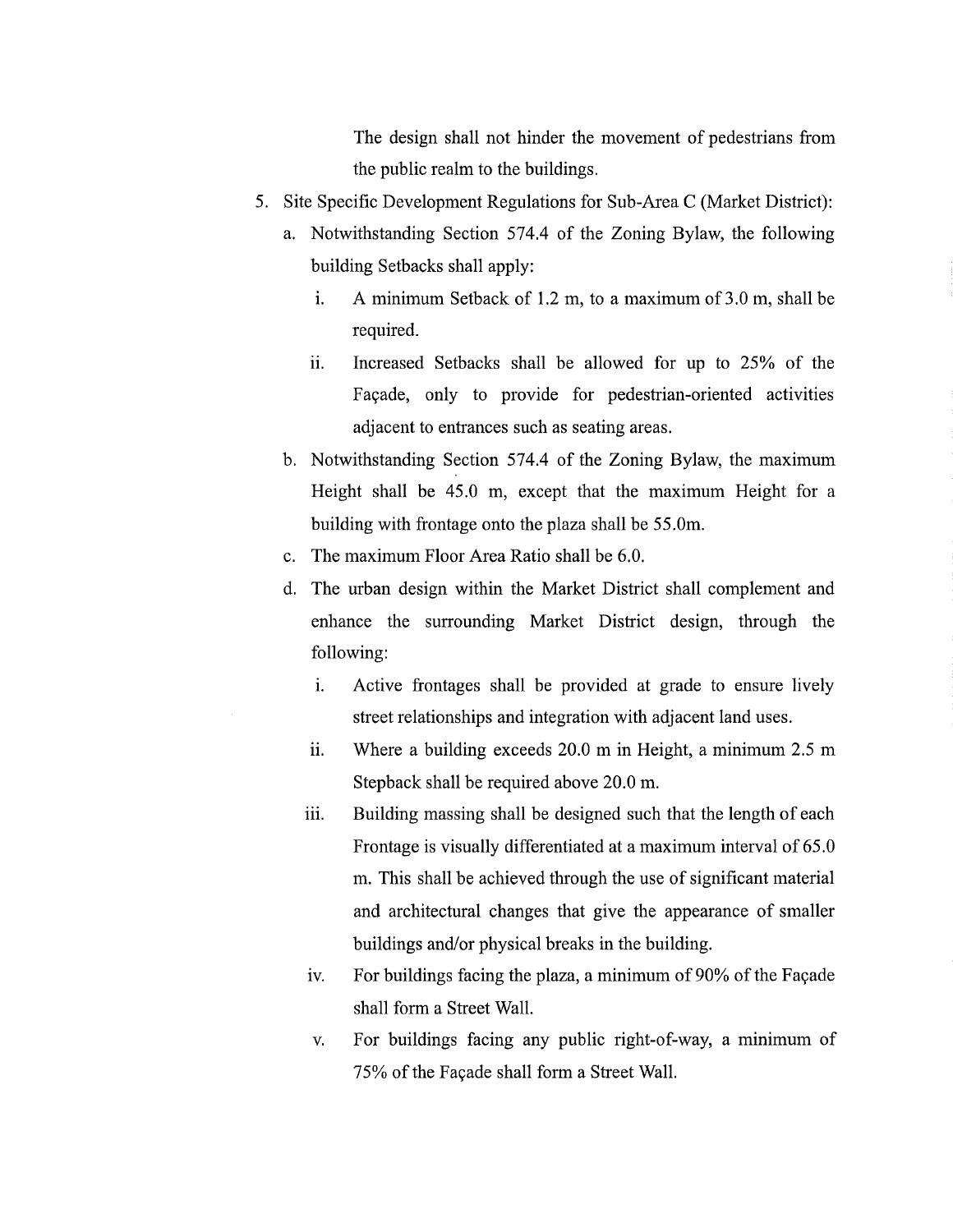The design shall not hinder the movement of pedestrians from the public realm to the buildings.

5. Site Specific Development Regulations for Sub-Area C (Market District):
   a. Notwithstanding Section 574.4 of the Zoning Bylaw, the following building Setbacks shall apply:
      i. A minimum Setback of 1.2 m, to a maximum of 3.0 m, shall be required.
      ii. Increased Setbacks shall be allowed for up to 25% of the Façade, only to provide for pedestrian-oriented activities adjacent to entrances such as seating areas.
   b. Notwithstanding Section 574.4 of the Zoning Bylaw, the maximum Height shall be 45.0 m, except that the maximum Height for a building with frontage onto the plaza shall be 55.0m.
   c. The maximum Floor Area Ratio shall be 6.0.
   d. The urban design within the Market District shall complement and enhance the surrounding Market District design, through the following:
      i. Active frontages shall be provided at grade to ensure lively street relationships and integration with adjacent land uses.
      ii. Where a building exceeds 20.0 m in Height, a minimum 2.5 m Stepback shall be required above 20.0 m.
      iii. Building massing shall be designed such that the length of each Frontage is visually differentiated at a maximum interval of 65.0 m. This shall be achieved through the use of significant material and architectural changes that give the appearance of smaller buildings and/or physical breaks in the building.
      iv. For buildings facing the plaza, a minimum of 90% of the Façade shall form a Street Wall.
      v. For buildings facing any public right-of-way, a minimum of 75% of the Façade shall form a Street Wall.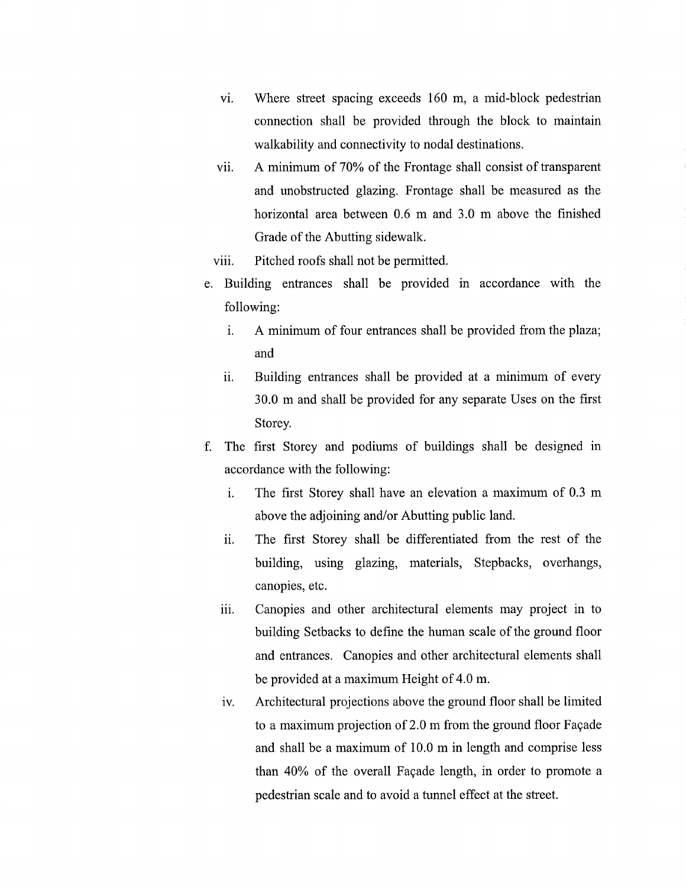vi. Where street spacing exceeds 160 m, a mid-block pedestrian connection shall be provided through the block to maintain walkability and connectivity to nodal destinations.

vii. A minimum of 70% of the Frontage shall consist of transparent and unobstructed glazing. Frontage shall be measured as the horizontal area between 0.6 m and 3.0 m above the finished Grade of the Abutting sidewalk.

viii. Pitched roofs shall not be permitted.

e. Building entrances shall be provided in accordance with the following:

   i. A minimum of four entrances shall be provided from the plaza; and

   ii. Building entrances shall be provided at a minimum of every 30.0 m and shall be provided for any separate Uses on the first Storey.

f. The first Storey and podiums of buildings shall be designed in accordance with the following:

   i. The first Storey shall have an elevation a maximum of 0.3 m above the adjoining and/or Abutting public land.

   ii. The first Storey shall be differentiated from the rest of the building, using glazing, materials, Stepbacks, overhangs, canopies, etc.

   iii. Canopies and other architectural elements may project in to building Setbacks to define the human scale of the ground floor and entrances. Canopies and other architectural elements shall be provided at a maximum Height of 4.0 m.

   iv. Architectural projections above the ground floor shall be limited to a maximum projection of 2.0 m from the ground floor Façade and shall be a maximum of 10.0 m in length and comprise less than 40% of the overall Façade length, in order to promote a pedestrian scale and to avoid a tunnel effect at the street.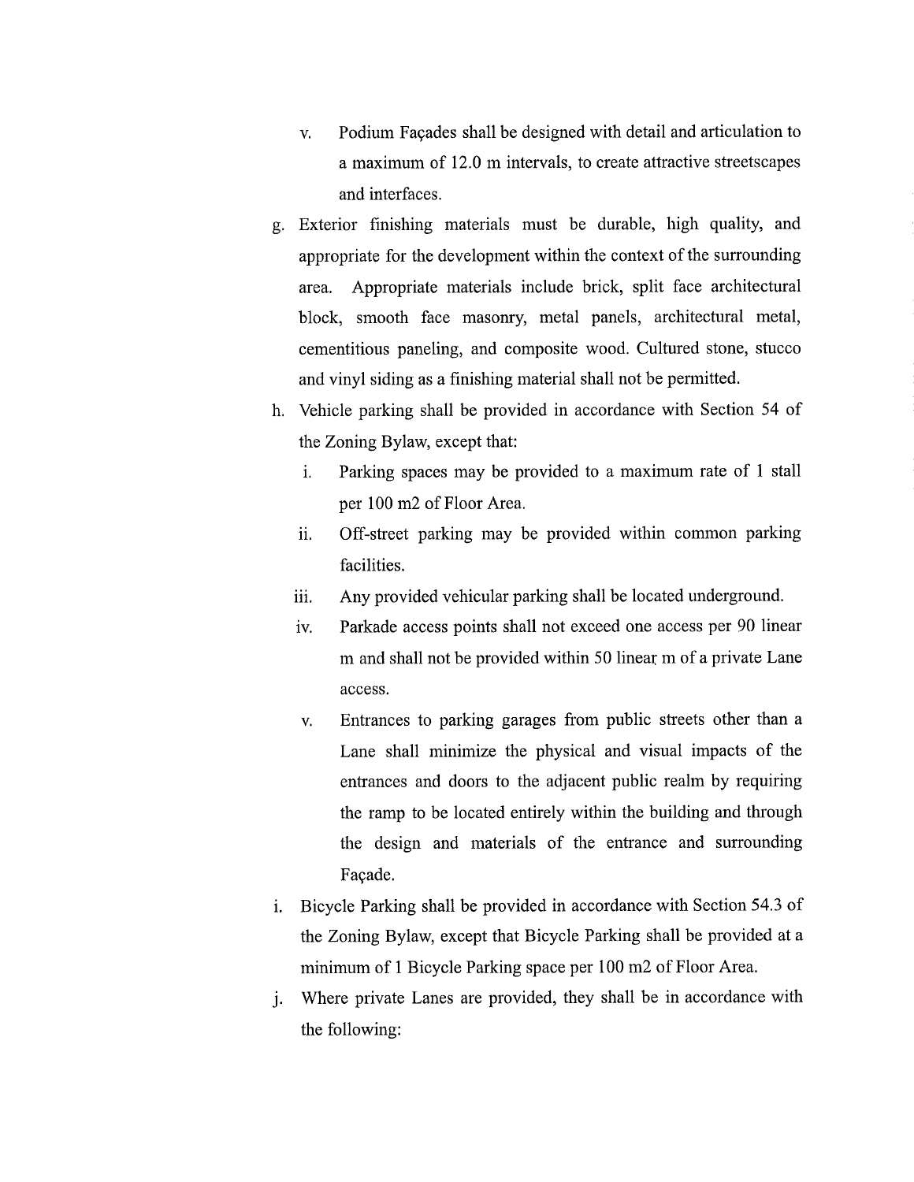v. Podium Façades shall be designed with detail and articulation to a maximum of 12.0 m intervals, to create attractive streetscapes and interfaces.

g. Exterior finishing materials must be durable, high quality, and appropriate for the development within the context of the surrounding area. Appropriate materials include brick, split face architectural block, smooth face masonry, metal panels, architectural metal, cementitious paneling, and composite wood. Cultured stone, stucco and vinyl siding as a finishing material shall not be permitted.

h. Vehicle parking shall be provided in accordance with Section 54 of the Zoning Bylaw, except that:

   i. Parking spaces may be provided to a maximum rate of 1 stall per 100 m2 of Floor Area.

   ii. Off-street parking may be provided within common parking facilities.

   iii. Any provided vehicular parking shall be located underground.

   iv. Parkade access points shall not exceed one access per 90 linear m and shall not be provided within 50 linear m of a private Lane access.

   v. Entrances to parking garages from public streets other than a Lane shall minimize the physical and visual impacts of the entrances and doors to the adjacent public realm by requiring the ramp to be located entirely within the building and through the design and materials of the entrance and surrounding Façade.

i. Bicycle Parking shall be provided in accordance with Section 54.3 of the Zoning Bylaw, except that Bicycle Parking shall be provided at a minimum of 1 Bicycle Parking space per 100 m2 of Floor Area.

j. Where private Lanes are provided, they shall be in accordance with the following: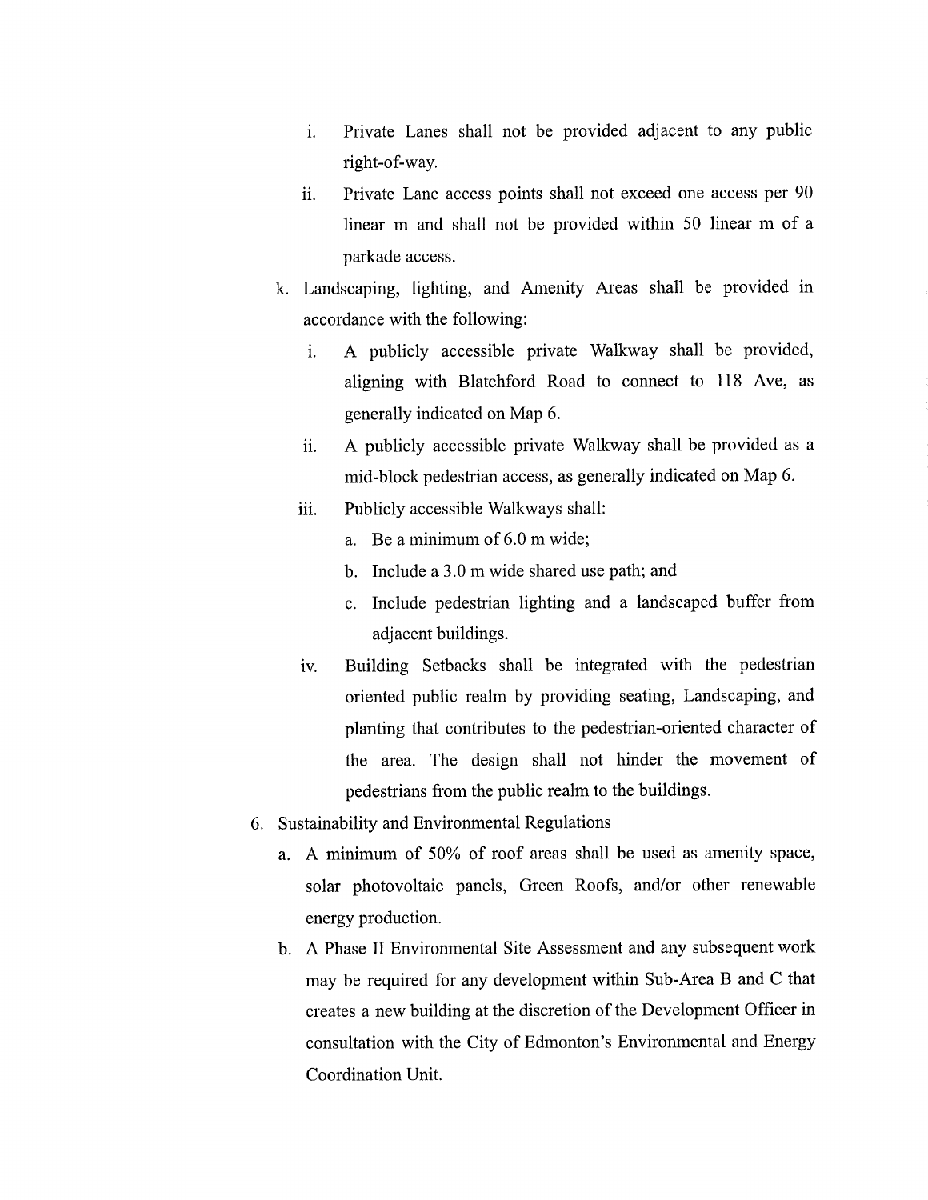i. Private Lanes shall not be provided adjacent to any public right-of-way.
   ii. Private Lane access points shall not exceed one access per 90 linear m and shall not be provided within 50 linear m of a parkade access.

k. Landscaping, lighting, and Amenity Areas shall be provided in accordance with the following:
   i. A publicly accessible private Walkway shall be provided, aligning with Blatchford Road to connect to 118 Ave, as generally indicated on Map 6.
   ii. A publicly accessible private Walkway shall be provided as a mid-block pedestrian access, as generally indicated on Map 6.
   iii. Publicly accessible Walkways shall:
      a. Be a minimum of 6.0 m wide;
      b. Include a 3.0 m wide shared use path; and
      c. Include pedestrian lighting and a landscaped buffer from adjacent buildings.
   iv. Building Setbacks shall be integrated with the pedestrian oriented public realm by providing seating, Landscaping, and planting that contributes to the pedestrian-oriented character of the area. The design shall not hinder the movement of pedestrians from the public realm to the buildings.

6. Sustainability and Environmental Regulations
   a. A minimum of 50% of roof areas shall be used as amenity space, solar photovoltaic panels, Green Roofs, and/or other renewable energy production.
   b. A Phase II Environmental Site Assessment and any subsequent work may be required for any development within Sub-Area B and C that creates a new building at the discretion of the Development Officer in consultation with the City of Edmonton's Environmental and Energy Coordination Unit.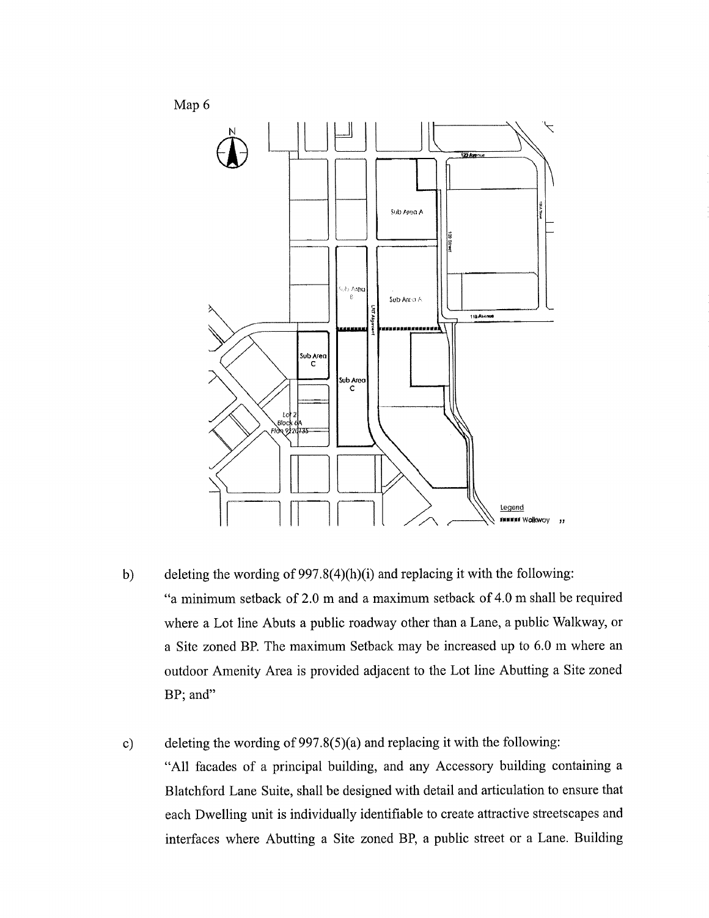Map 6

b) deleting the wording of 997.8(4)(h)(i) and replacing it with the following:

"a minimum setback of 2.0 m and a maximum setback of 4.0 m shall be required where a Lot line Abuts a public roadway other than a Lane, a public Walkway, or a Site zoned BP. The maximum Setback may be increased up to 6.0 m where an outdoor Amenity Area is provided adjacent to the Lot line Abutting a Site zoned BP; and"

c) deleting the wording of 997.8(5)(a) and replacing it with the following:

"All facades of a principal building, and any Accessory building containing a Blatchford Lane Suite, shall be designed with detail and articulation to ensure that each Dwelling unit is individually identifiable to create attractive streetscapes and interfaces where Abutting a Site zoned BP, a public street or a Lane. Building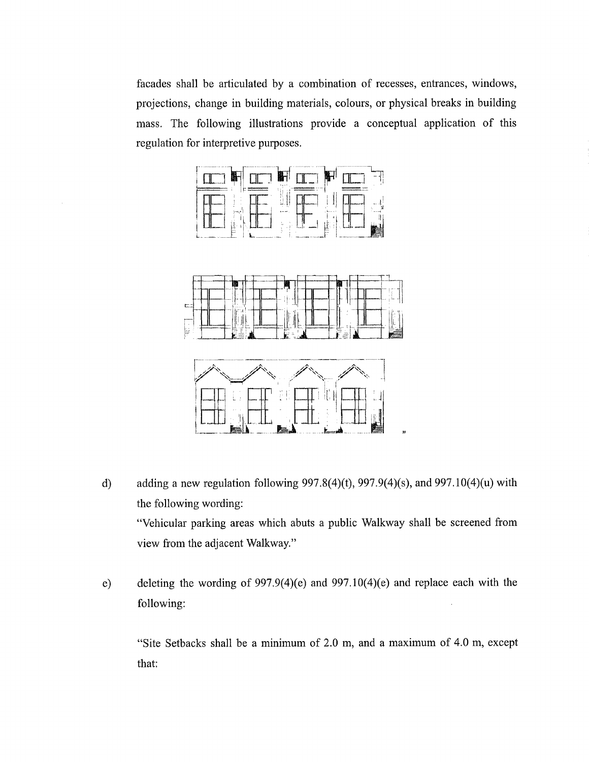facades shall be articulated by a combination of recesses, entrances, windows, projections, change in building materials, colours, or physical breaks in building mass. The following illustrations provide a conceptual application of this regulation for interpretive purposes.

"

d) adding a new regulation following 997.8(4)(t), 997.9(4)(s), and 997.10(4)(u) with the following wording:

"Vehicular parking areas which abuts a public Walkway shall be screened from view from the adjacent Walkway."

e) deleting the wording of 997.9(4)(e) and 997.10(4)(e) and replace each with the following:

"Site Setbacks shall be a minimum of 2.0 m, and a maximum of 4.0 m, except that: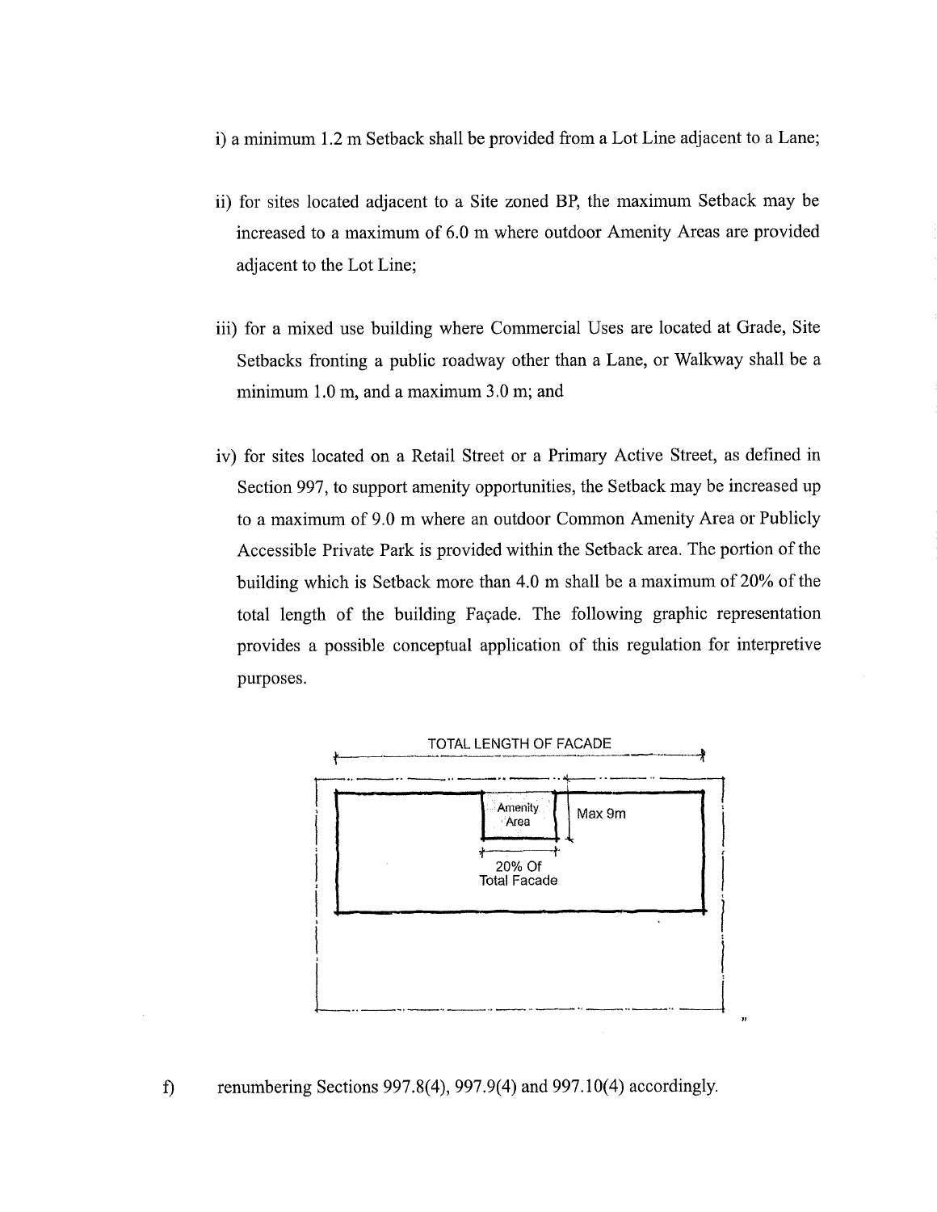i) a minimum 1.2 m Setback shall be provided from a Lot Line adjacent to a Lane;

ii) for sites located adjacent to a Site zoned BP, the maximum Setback may be increased to a maximum of 6.0 m where outdoor Amenity Areas are provided adjacent to the Lot Line;

iii) for a mixed use building where Commercial Uses are located at Grade, Site Setbacks fronting a public roadway other than a Lane, or Walkway shall be a minimum 1.0 m, and a maximum 3.0 m; and

iv) for sites located on a Retail Street or a Primary Active Street, as defined in Section 997, to support amenity opportunities, the Setback may be increased up to a maximum of 9.0 m where an outdoor Common Amenity Area or Publicly Accessible Private Park is provided within the Setback area. The portion of the building which is Setback more than 4.0 m shall be a maximum of 20% of the total length of the building Façade. The following graphic representation provides a possible conceptual application of this regulation for interpretive purposes.

TOTAL LENGTH OF FACADE

Amenity Area

Max 9m

20% Of Total Facade

"

f) renumbering Sections 997.8(4), 997.9(4) and 997.10(4) accordingly.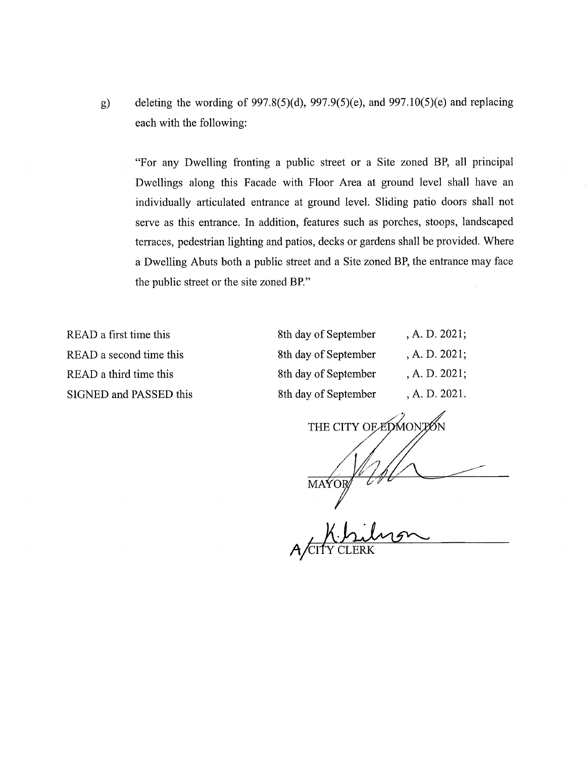g) deleting the wording of 997.8(5)(d), 997.9(5)(e), and 997.10(5)(e) and replacing each with the following:

"For any Dwelling fronting a public street or a Site zoned BP, all principal Dwellings along this Facade with Floor Area at ground level shall have an individually articulated entrance at ground level. Sliding patio doors shall not serve as this entrance. In addition, features such as porches, stoops, landscaped terraces, pedestrian lighting and patios, decks or gardens shall be provided. Where a Dwelling Abuts both a public street and a Site zoned BP, the entrance may face the public street or the site zoned BP."

| | | |
|---|---|---|
| READ a first time this | 8th day of September | , A. D. 2021; |
| READ a second time this | 8th day of September | , A. D. 2021; |
| READ a third time this | 8th day of September | , A. D. 2021; |
| SIGNED and PASSED this | 8th day of September | , A. D. 2021. |

THE CITY OF EDMONTON

MAYOR

A/CITY CLERK